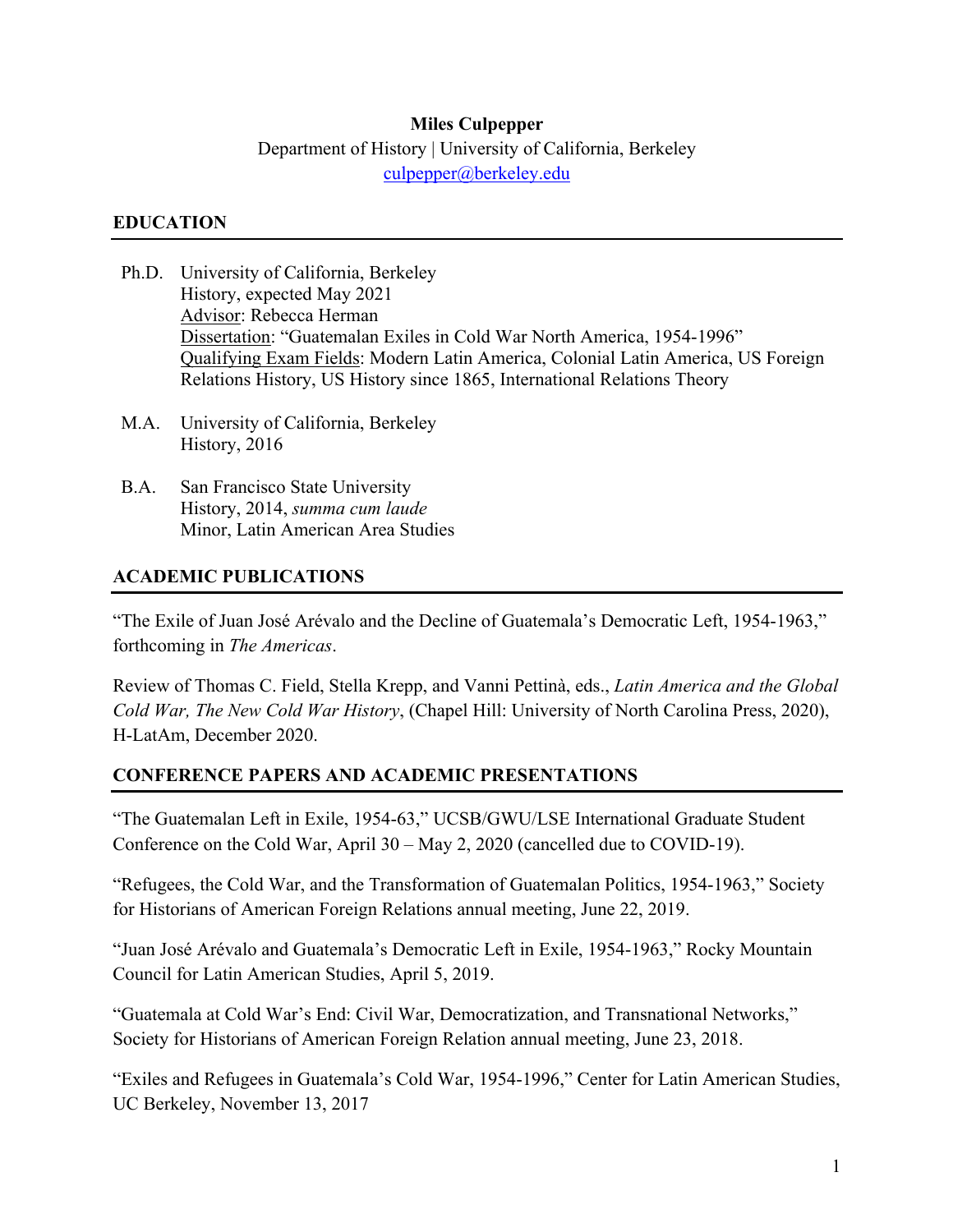**Miles Culpepper**

Department of History | University of California, Berkeley

culpepper@berkeley.edu

## EDUCATION

Ph.D. University of California, Berkeley
History, expected May 2021
Advisor: Rebecca Herman
Dissertation: "Guatemalan Exiles in Cold War North America, 1954-1996"
Qualifying Exam Fields: Modern Latin America, Colonial Latin America, US Foreign Relations History, US History since 1865, International Relations Theory

M.A. University of California, Berkeley
History, 2016

B.A. San Francisco State University
History, 2014, *summa cum laude*
Minor, Latin American Area Studies

## ACADEMIC PUBLICATIONS

"The Exile of Juan José Arévalo and the Decline of Guatemala's Democratic Left, 1954-1963," forthcoming in *The Americas*.

Review of Thomas C. Field, Stella Krepp, and Vanni Pettinà, eds., *Latin America and the Global Cold War, The New Cold War History*, (Chapel Hill: University of North Carolina Press, 2020), H-LatAm, December 2020.

## CONFERENCE PAPERS AND ACADEMIC PRESENTATIONS

"The Guatemalan Left in Exile, 1954-63," UCSB/GWU/LSE International Graduate Student Conference on the Cold War, April 30 – May 2, 2020 (cancelled due to COVID-19).

"Refugees, the Cold War, and the Transformation of Guatemalan Politics, 1954-1963," Society for Historians of American Foreign Relations annual meeting, June 22, 2019.

"Juan José Arévalo and Guatemala's Democratic Left in Exile, 1954-1963," Rocky Mountain Council for Latin American Studies, April 5, 2019.

"Guatemala at Cold War's End: Civil War, Democratization, and Transnational Networks," Society for Historians of American Foreign Relation annual meeting, June 23, 2018.

"Exiles and Refugees in Guatemala's Cold War, 1954-1996," Center for Latin American Studies, UC Berkeley, November 13, 2017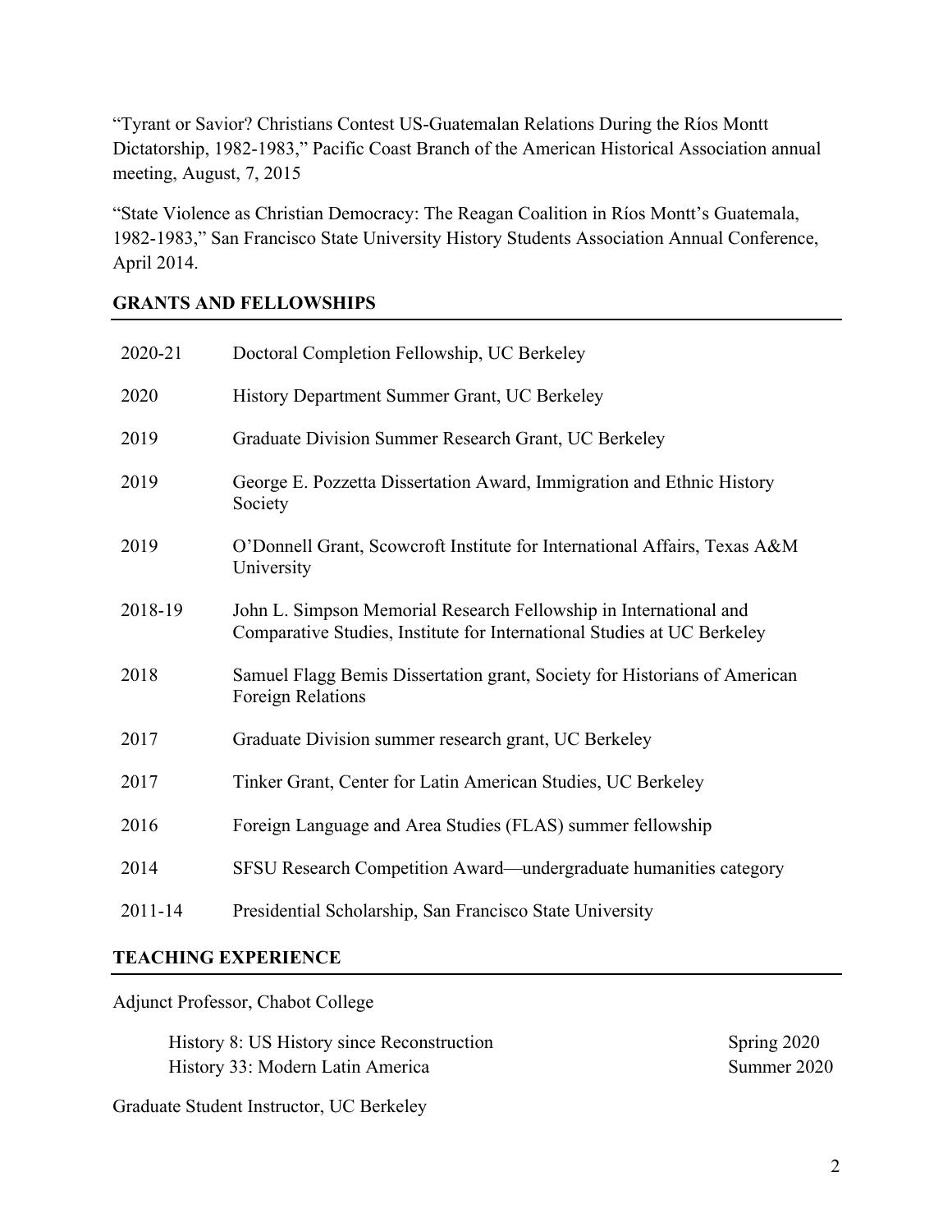"Tyrant or Savior? Christians Contest US-Guatemalan Relations During the Ríos Montt Dictatorship, 1982-1983," Pacific Coast Branch of the American Historical Association annual meeting, August, 7, 2015

"State Violence as Christian Democracy: The Reagan Coalition in Ríos Montt's Guatemala, 1982-1983," San Francisco State University History Students Association Annual Conference, April 2014.

## GRANTS AND FELLOWSHIPS

| | |
|---|---|
| 2020-21 | Doctoral Completion Fellowship, UC Berkeley |
| 2020 | History Department Summer Grant, UC Berkeley |
| 2019 | Graduate Division Summer Research Grant, UC Berkeley |
| 2019 | George E. Pozzetta Dissertation Award, Immigration and Ethnic History Society |
| 2019 | O'Donnell Grant, Scowcroft Institute for International Affairs, Texas A&M University |
| 2018-19 | John L. Simpson Memorial Research Fellowship in International and Comparative Studies, Institute for International Studies at UC Berkeley |
| 2018 | Samuel Flagg Bemis Dissertation grant, Society for Historians of American Foreign Relations |
| 2017 | Graduate Division summer research grant, UC Berkeley |
| 2017 | Tinker Grant, Center for Latin American Studies, UC Berkeley |
| 2016 | Foreign Language and Area Studies (FLAS) summer fellowship |
| 2014 | SFSU Research Competition Award—undergraduate humanities category |
| 2011-14 | Presidential Scholarship, San Francisco State University |

## TEACHING EXPERIENCE

Adjunct Professor, Chabot College

| | |
|---|---|
| History 8: US History since Reconstruction | Spring 2020 |
| History 33: Modern Latin America | Summer 2020 |

Graduate Student Instructor, UC Berkeley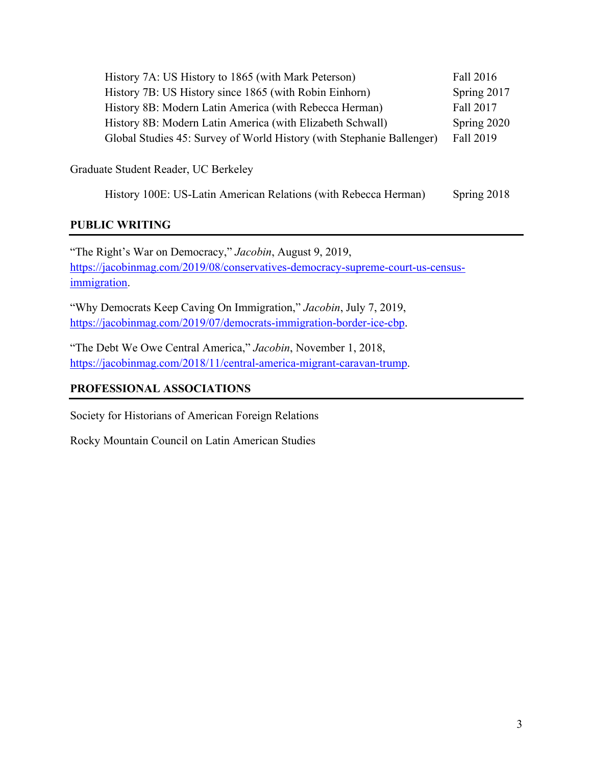| | |
|---|---|
| History 7A: US History to 1865 (with Mark Peterson) | Fall 2016 |
| History 7B: US History since 1865 (with Robin Einhorn) | Spring 2017 |
| History 8B: Modern Latin America (with Rebecca Herman) | Fall 2017 |
| History 8B: Modern Latin America (with Elizabeth Schwall) | Spring 2020 |
| Global Studies 45: Survey of World History (with Stephanie Ballenger) | Fall 2019 |

Graduate Student Reader, UC Berkeley

| | |
|---|---|
| History 100E: US-Latin American Relations (with Rebecca Herman) | Spring 2018 |

## PUBLIC WRITING

"The Right's War on Democracy," *Jacobin*, August 9, 2019, [https://jacobinmag.com/2019/08/conservatives-democracy-supreme-court-us-census-immigration](https://jacobinmag.com/2019/08/conservatives-democracy-supreme-court-us-census-immigration).

"Why Democrats Keep Caving On Immigration," *Jacobin*, July 7, 2019, [https://jacobinmag.com/2019/07/democrats-immigration-border-ice-cbp](https://jacobinmag.com/2019/07/democrats-immigration-border-ice-cbp).

"The Debt We Owe Central America," *Jacobin*, November 1, 2018, [https://jacobinmag.com/2018/11/central-america-migrant-caravan-trump](https://jacobinmag.com/2018/11/central-america-migrant-caravan-trump).

## PROFESSIONAL ASSOCIATIONS

Society for Historians of American Foreign Relations

Rocky Mountain Council on Latin American Studies